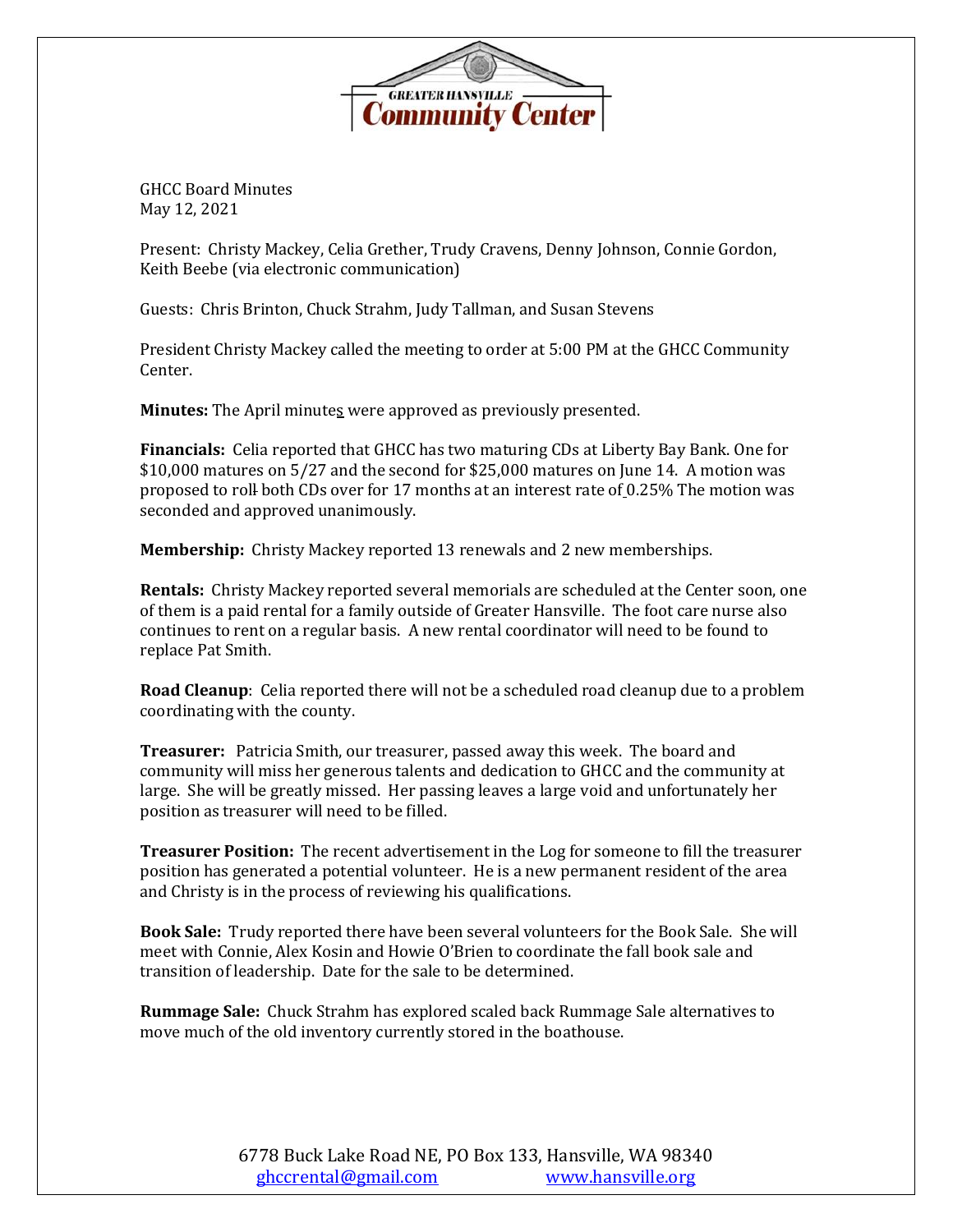GHCC Board Minutes
May 12, 2021

Present: Christy Mackey, Celia Grether, Trudy Cravens, Denny Johnson, Connie Gordon, Keith Beebe (via electronic communication)

Guests: Chris Brinton, Chuck Strahm, Judy Tallman, and Susan Stevens

President Christy Mackey called the meeting to order at 5:00 PM at the GHCC Community Center.

**Minutes:** The April minutes were approved as previously presented.

**Financials:** Celia reported that GHCC has two maturing CDs at Liberty Bay Bank. One for $10,000 matures on 5/27 and the second for $25,000 matures on June 14. A motion was proposed to roll both CDs over for 17 months at an interest rate of 0.25% The motion was seconded and approved unanimously.

**Membership:** Christy Mackey reported 13 renewals and 2 new memberships.

**Rentals:** Christy Mackey reported several memorials are scheduled at the Center soon, one of them is a paid rental for a family outside of Greater Hansville. The foot care nurse also continues to rent on a regular basis. A new rental coordinator will need to be found to replace Pat Smith.

**Road Cleanup**: Celia reported there will not be a scheduled road cleanup due to a problem coordinating with the county.

**Treasurer:** Patricia Smith, our treasurer, passed away this week. The board and community will miss her generous talents and dedication to GHCC and the community at large. She will be greatly missed. Her passing leaves a large void and unfortunately her position as treasurer will need to be filled.

**Treasurer Position:** The recent advertisement in the Log for someone to fill the treasurer position has generated a potential volunteer. He is a new permanent resident of the area and Christy is in the process of reviewing his qualifications.

**Book Sale:** Trudy reported there have been several volunteers for the Book Sale. She will meet with Connie, Alex Kosin and Howie O'Brien to coordinate the fall book sale and transition of leadership. Date for the sale to be determined.

**Rummage Sale:** Chuck Strahm has explored scaled back Rummage Sale alternatives to move much of the old inventory currently stored in the boathouse.

6778 Buck Lake Road NE, PO Box 133, Hansville, WA 98340
ghccrental@gmail.com www.hansville.org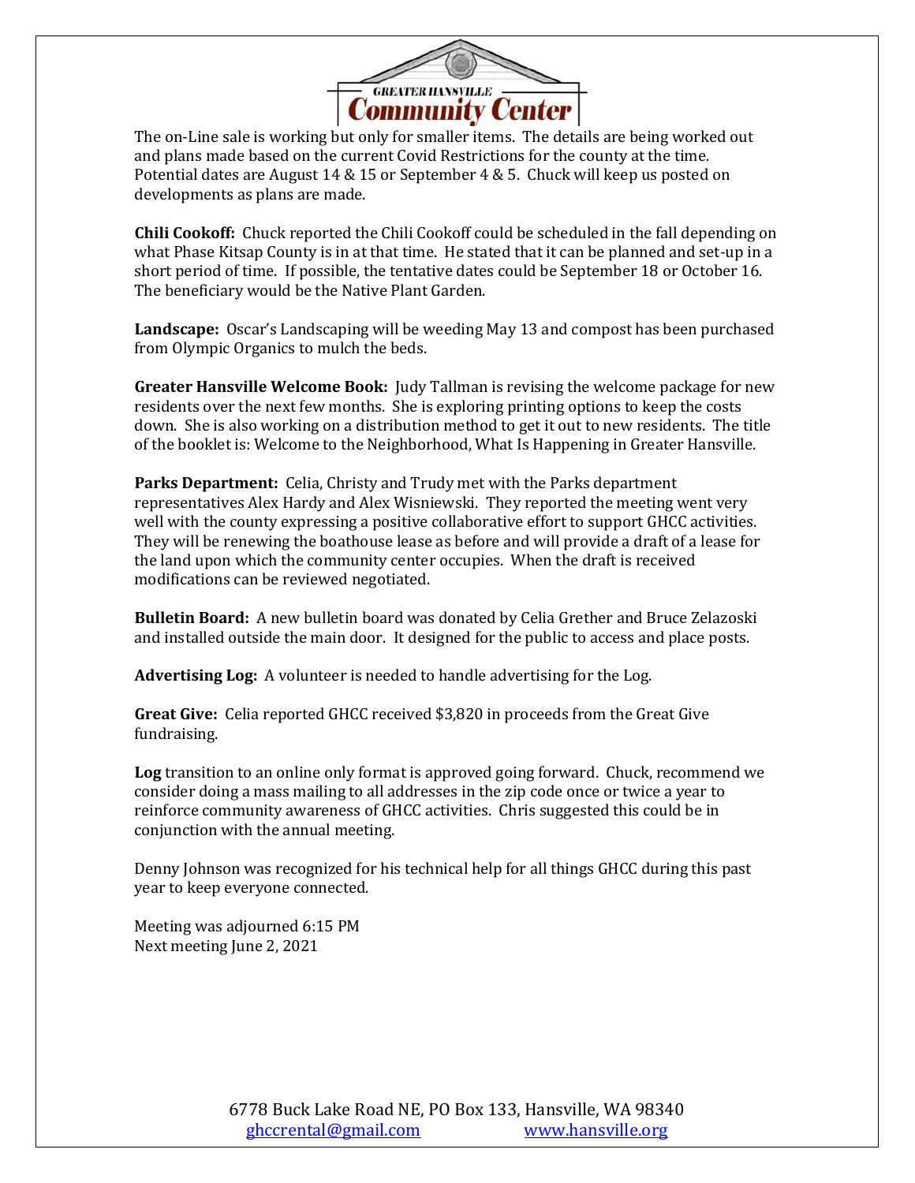The on-Line sale is working but only for smaller items. The details are being worked out and plans made based on the current Covid Restrictions for the county at the time. Potential dates are August 14 & 15 or September 4 & 5. Chuck will keep us posted on developments as plans are made.

**Chili Cookoff:** Chuck reported the Chili Cookoff could be scheduled in the fall depending on what Phase Kitsap County is in at that time. He stated that it can be planned and set-up in a short period of time. If possible, the tentative dates could be September 18 or October 16. The beneficiary would be the Native Plant Garden.

**Landscape:** Oscar's Landscaping will be weeding May 13 and compost has been purchased from Olympic Organics to mulch the beds.

**Greater Hansville Welcome Book:** Judy Tallman is revising the welcome package for new residents over the next few months. She is exploring printing options to keep the costs down. She is also working on a distribution method to get it out to new residents. The title of the booklet is: Welcome to the Neighborhood, What Is Happening in Greater Hansville.

**Parks Department:** Celia, Christy and Trudy met with the Parks department representatives Alex Hardy and Alex Wisniewski. They reported the meeting went very well with the county expressing a positive collaborative effort to support GHCC activities. They will be renewing the boathouse lease as before and will provide a draft of a lease for the land upon which the community center occupies. When the draft is received modifications can be reviewed negotiated.

**Bulletin Board:** A new bulletin board was donated by Celia Grether and Bruce Zelazoski and installed outside the main door. It designed for the public to access and place posts.

**Advertising Log:** A volunteer is needed to handle advertising for the Log.

**Great Give:** Celia reported GHCC received $3,820 in proceeds from the Great Give fundraising.

**Log** transition to an online only format is approved going forward. Chuck, recommend we consider doing a mass mailing to all addresses in the zip code once or twice a year to reinforce community awareness of GHCC activities. Chris suggested this could be in conjunction with the annual meeting.

Denny Johnson was recognized for his technical help for all things GHCC during this past year to keep everyone connected.

Meeting was adjourned 6:15 PM
Next meeting June 2, 2021

6778 Buck Lake Road NE, PO Box 133, Hansville, WA 98340
ghccrental@gmail.com www.hansville.org